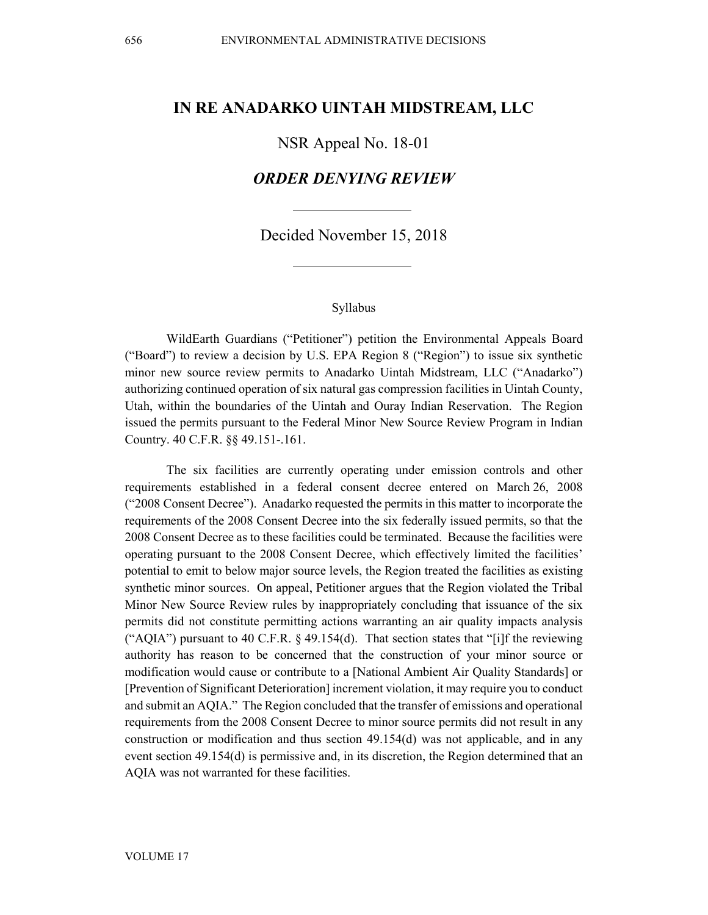# IN RE ANADARKO UINTAH MIDSTREAM, LLC

NSR Appeal No. 18-01

## *ORDER DENYING REVIEW*

Decided November 15, 2018

Syllabus

WildEarth Guardians ("Petitioner") petition the Environmental Appeals Board ("Board") to review a decision by U.S. EPA Region 8 ("Region") to issue six synthetic minor new source review permits to Anadarko Uintah Midstream, LLC ("Anadarko") authorizing continued operation of six natural gas compression facilities in Uintah County, Utah, within the boundaries of the Uintah and Ouray Indian Reservation. The Region issued the permits pursuant to the Federal Minor New Source Review Program in Indian Country. 40 C.F.R. §§ 49.151-.161.

The six facilities are currently operating under emission controls and other requirements established in a federal consent decree entered on March 26, 2008 ("2008 Consent Decree"). Anadarko requested the permits in this matter to incorporate the requirements of the 2008 Consent Decree into the six federally issued permits, so that the 2008 Consent Decree as to these facilities could be terminated. Because the facilities were operating pursuant to the 2008 Consent Decree, which effectively limited the facilities' potential to emit to below major source levels, the Region treated the facilities as existing synthetic minor sources. On appeal, Petitioner argues that the Region violated the Tribal Minor New Source Review rules by inappropriately concluding that issuance of the six permits did not constitute permitting actions warranting an air quality impacts analysis ("AQIA") pursuant to 40 C.F.R. § 49.154(d). That section states that "[i]f the reviewing authority has reason to be concerned that the construction of your minor source or modification would cause or contribute to a [National Ambient Air Quality Standards] or [Prevention of Significant Deterioration] increment violation, it may require you to conduct and submit an AQIA." The Region concluded that the transfer of emissions and operational requirements from the 2008 Consent Decree to minor source permits did not result in any construction or modification and thus section 49.154(d) was not applicable, and in any event section 49.154(d) is permissive and, in its discretion, the Region determined that an AQIA was not warranted for these facilities.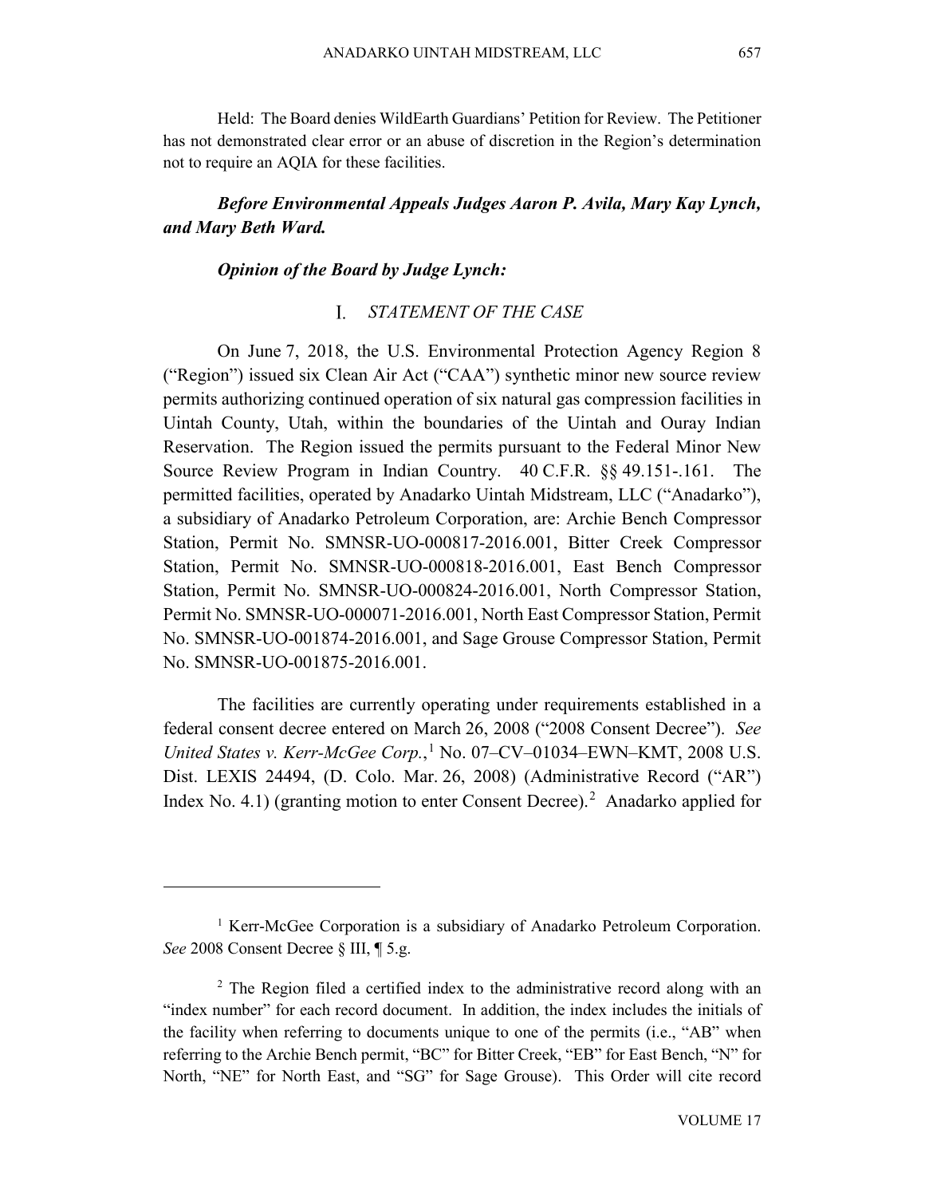Held: The Board denies WildEarth Guardians' Petition for Review. The Petitioner has not demonstrated clear error or an abuse of discretion in the Region's determination not to require an AQIA for these facilities.

***Before Environmental Appeals Judges Aaron P. Avila, Mary Kay Lynch, and Mary Beth Ward.***

***Opinion of the Board by Judge Lynch:***

## I. *STATEMENT OF THE CASE*

On June 7, 2018, the U.S. Environmental Protection Agency Region 8 ("Region") issued six Clean Air Act ("CAA") synthetic minor new source review permits authorizing continued operation of six natural gas compression facilities in Uintah County, Utah, within the boundaries of the Uintah and Ouray Indian Reservation. The Region issued the permits pursuant to the Federal Minor New Source Review Program in Indian Country. 40 C.F.R. §§ 49.151-.161. The permitted facilities, operated by Anadarko Uintah Midstream, LLC ("Anadarko"), a subsidiary of Anadarko Petroleum Corporation, are: Archie Bench Compressor Station, Permit No. SMNSR-UO-000817-2016.001, Bitter Creek Compressor Station, Permit No. SMNSR-UO-000818-2016.001, East Bench Compressor Station, Permit No. SMNSR-UO-000824-2016.001, North Compressor Station, Permit No. SMNSR-UO-000071-2016.001, North East Compressor Station, Permit No. SMNSR-UO-001874-2016.001, and Sage Grouse Compressor Station, Permit No. SMNSR-UO-001875-2016.001.

The facilities are currently operating under requirements established in a federal consent decree entered on March 26, 2008 ("2008 Consent Decree"). *See United States v. Kerr-McGee Corp.*,[1] No. 07–CV–01034–EWN–KMT, 2008 U.S. Dist. LEXIS 24494, (D. Colo. Mar. 26, 2008) (Administrative Record ("AR") Index No. 4.1) (granting motion to enter Consent Decree).[2] Anadarko applied for

---

[1] Kerr-McGee Corporation is a subsidiary of Anadarko Petroleum Corporation. *See* 2008 Consent Decree § III, ¶ 5.g.

[2] The Region filed a certified index to the administrative record along with an "index number" for each record document. In addition, the index includes the initials of the facility when referring to documents unique to one of the permits (i.e., "AB" when referring to the Archie Bench permit, "BC" for Bitter Creek, "EB" for East Bench, "N" for North, "NE" for North East, and "SG" for Sage Grouse). This Order will cite record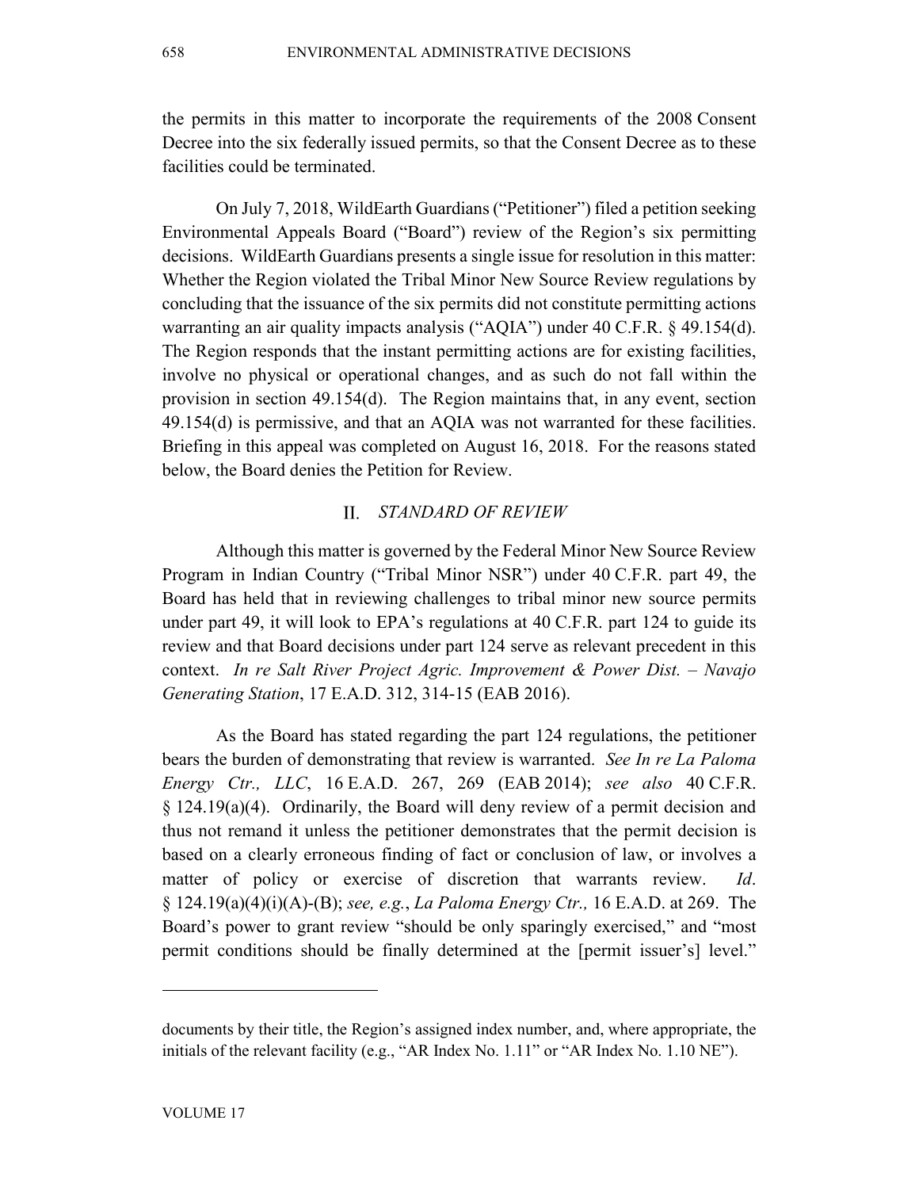the permits in this matter to incorporate the requirements of the 2008 Consent Decree into the six federally issued permits, so that the Consent Decree as to these facilities could be terminated.

On July 7, 2018, WildEarth Guardians ("Petitioner") filed a petition seeking Environmental Appeals Board ("Board") review of the Region's six permitting decisions. WildEarth Guardians presents a single issue for resolution in this matter: Whether the Region violated the Tribal Minor New Source Review regulations by concluding that the issuance of the six permits did not constitute permitting actions warranting an air quality impacts analysis ("AQIA") under 40 C.F.R. § 49.154(d). The Region responds that the instant permitting actions are for existing facilities, involve no physical or operational changes, and as such do not fall within the provision in section 49.154(d). The Region maintains that, in any event, section 49.154(d) is permissive, and that an AQIA was not warranted for these facilities. Briefing in this appeal was completed on August 16, 2018. For the reasons stated below, the Board denies the Petition for Review.

## II. *STANDARD OF REVIEW*

Although this matter is governed by the Federal Minor New Source Review Program in Indian Country ("Tribal Minor NSR") under 40 C.F.R. part 49, the Board has held that in reviewing challenges to tribal minor new source permits under part 49, it will look to EPA's regulations at 40 C.F.R. part 124 to guide its review and that Board decisions under part 124 serve as relevant precedent in this context. *In re Salt River Project Agric. Improvement & Power Dist. – Navajo Generating Station*, 17 E.A.D. 312, 314-15 (EAB 2016).

As the Board has stated regarding the part 124 regulations, the petitioner bears the burden of demonstrating that review is warranted. *See In re La Paloma Energy Ctr., LLC*, 16 E.A.D. 267, 269 (EAB 2014); *see also* 40 C.F.R. § 124.19(a)(4). Ordinarily, the Board will deny review of a permit decision and thus not remand it unless the petitioner demonstrates that the permit decision is based on a clearly erroneous finding of fact or conclusion of law, or involves a matter of policy or exercise of discretion that warrants review. *Id*. § 124.19(a)(4)(i)(A)-(B); *see, e.g.*, *La Paloma Energy Ctr.,* 16 E.A.D. at 269. The Board's power to grant review "should be only sparingly exercised," and "most permit conditions should be finally determined at the [permit issuer's] level."

---

documents by their title, the Region's assigned index number, and, where appropriate, the initials of the relevant facility (e.g., "AR Index No. 1.11" or "AR Index No. 1.10 NE").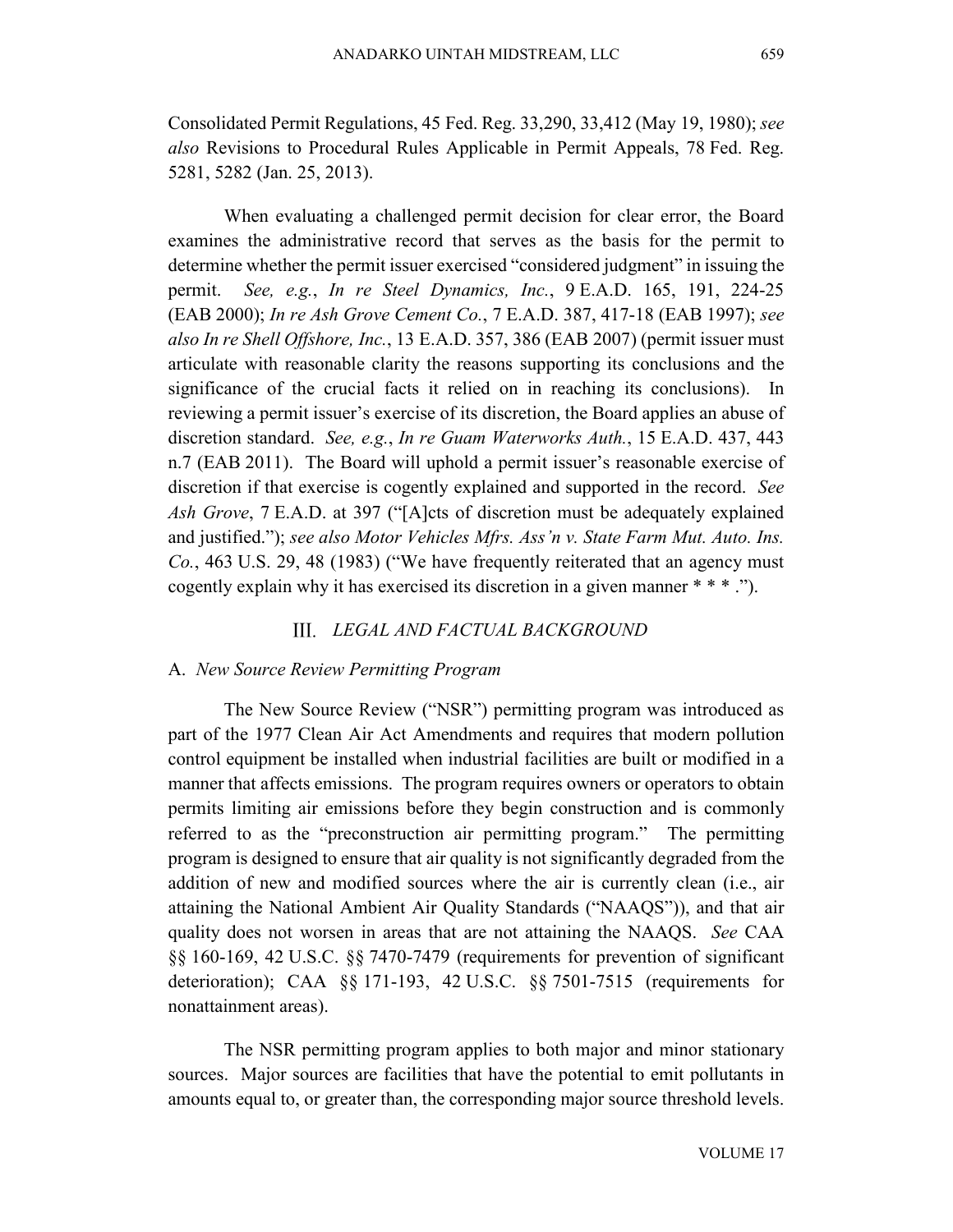Consolidated Permit Regulations, 45 Fed. Reg. 33,290, 33,412 (May 19, 1980); *see also* Revisions to Procedural Rules Applicable in Permit Appeals, 78 Fed. Reg. 5281, 5282 (Jan. 25, 2013).

When evaluating a challenged permit decision for clear error, the Board examines the administrative record that serves as the basis for the permit to determine whether the permit issuer exercised "considered judgment" in issuing the permit. *See, e.g.*, *In re Steel Dynamics, Inc.*, 9 E.A.D. 165, 191, 224-25 (EAB 2000); *In re Ash Grove Cement Co.*, 7 E.A.D. 387, 417-18 (EAB 1997); *see also In re Shell Offshore, Inc.*, 13 E.A.D. 357, 386 (EAB 2007) (permit issuer must articulate with reasonable clarity the reasons supporting its conclusions and the significance of the crucial facts it relied on in reaching its conclusions). In reviewing a permit issuer's exercise of its discretion, the Board applies an abuse of discretion standard. *See, e.g.*, *In re Guam Waterworks Auth.*, 15 E.A.D. 437, 443 n.7 (EAB 2011). The Board will uphold a permit issuer's reasonable exercise of discretion if that exercise is cogently explained and supported in the record. *See Ash Grove*, 7 E.A.D. at 397 ("[A]cts of discretion must be adequately explained and justified."); *see also Motor Vehicles Mfrs. Ass'n v. State Farm Mut. Auto. Ins. Co.*, 463 U.S. 29, 48 (1983) ("We have frequently reiterated that an agency must cogently explain why it has exercised its discretion in a given manner * * * .").

## III. *LEGAL AND FACTUAL BACKGROUND*

### A. *New Source Review Permitting Program*

The New Source Review ("NSR") permitting program was introduced as part of the 1977 Clean Air Act Amendments and requires that modern pollution control equipment be installed when industrial facilities are built or modified in a manner that affects emissions. The program requires owners or operators to obtain permits limiting air emissions before they begin construction and is commonly referred to as the "preconstruction air permitting program." The permitting program is designed to ensure that air quality is not significantly degraded from the addition of new and modified sources where the air is currently clean (i.e., air attaining the National Ambient Air Quality Standards ("NAAQS")), and that air quality does not worsen in areas that are not attaining the NAAQS. *See* CAA §§ 160-169, 42 U.S.C. §§ 7470-7479 (requirements for prevention of significant deterioration); CAA §§ 171-193, 42 U.S.C. §§ 7501-7515 (requirements for nonattainment areas).

The NSR permitting program applies to both major and minor stationary sources. Major sources are facilities that have the potential to emit pollutants in amounts equal to, or greater than, the corresponding major source threshold levels.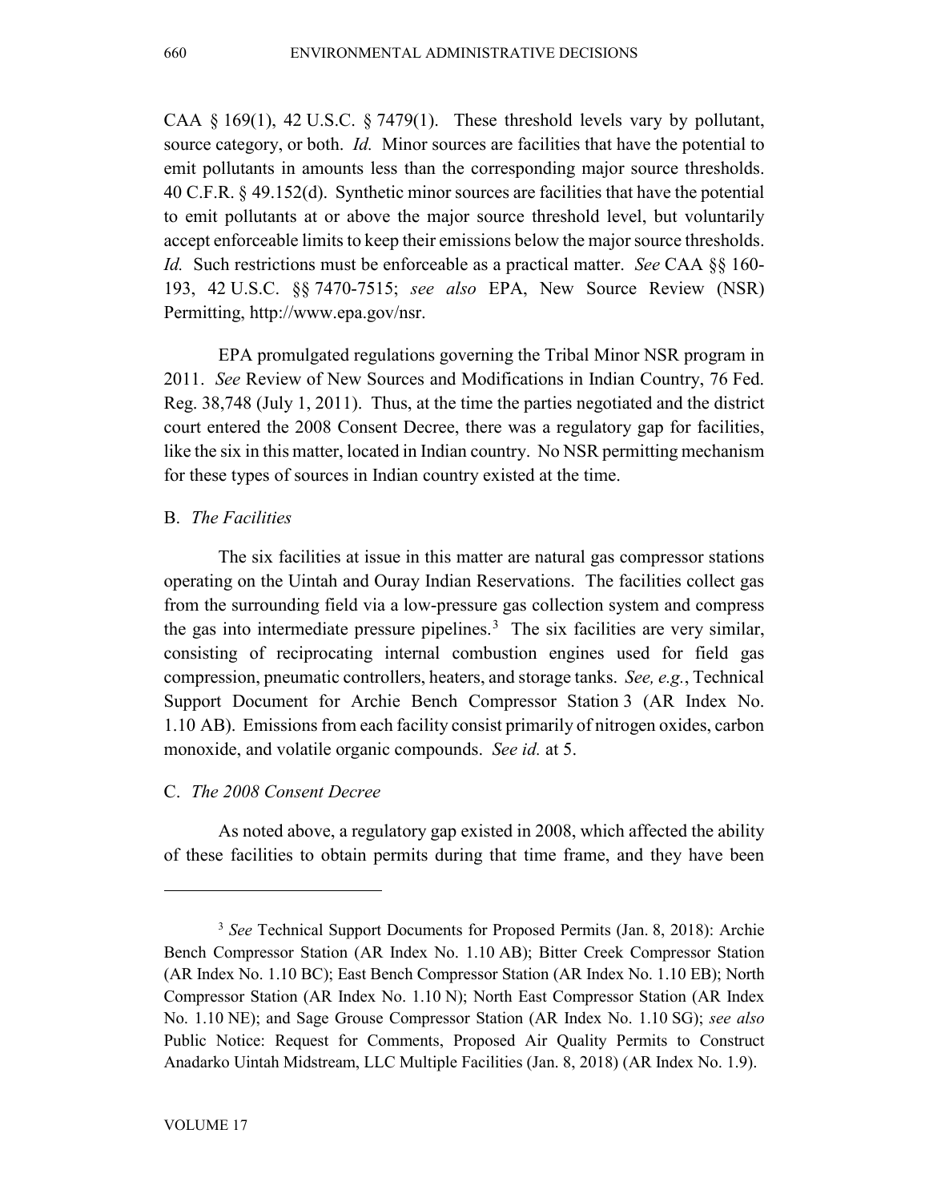CAA § 169(1), 42 U.S.C. § 7479(1). These threshold levels vary by pollutant, source category, or both. *Id.* Minor sources are facilities that have the potential to emit pollutants in amounts less than the corresponding major source thresholds. 40 C.F.R. § 49.152(d). Synthetic minor sources are facilities that have the potential to emit pollutants at or above the major source threshold level, but voluntarily accept enforceable limits to keep their emissions below the major source thresholds. *Id.* Such restrictions must be enforceable as a practical matter. *See* CAA §§ 160-193, 42 U.S.C. §§ 7470-7515; *see also* EPA, New Source Review (NSR) Permitting, http://www.epa.gov/nsr.

EPA promulgated regulations governing the Tribal Minor NSR program in 2011. *See* Review of New Sources and Modifications in Indian Country, 76 Fed. Reg. 38,748 (July 1, 2011). Thus, at the time the parties negotiated and the district court entered the 2008 Consent Decree, there was a regulatory gap for facilities, like the six in this matter, located in Indian country. No NSR permitting mechanism for these types of sources in Indian country existed at the time.

### B. *The Facilities*

The six facilities at issue in this matter are natural gas compressor stations operating on the Uintah and Ouray Indian Reservations. The facilities collect gas from the surrounding field via a low-pressure gas collection system and compress the gas into intermediate pressure pipelines.[3] The six facilities are very similar, consisting of reciprocating internal combustion engines used for field gas compression, pneumatic controllers, heaters, and storage tanks. *See, e.g.*, Technical Support Document for Archie Bench Compressor Station 3 (AR Index No. 1.10 AB). Emissions from each facility consist primarily of nitrogen oxides, carbon monoxide, and volatile organic compounds. *See id.* at 5.

### C. *The 2008 Consent Decree*

As noted above, a regulatory gap existed in 2008, which affected the ability of these facilities to obtain permits during that time frame, and they have been

---

[3] *See* Technical Support Documents for Proposed Permits (Jan. 8, 2018): Archie Bench Compressor Station (AR Index No. 1.10 AB); Bitter Creek Compressor Station (AR Index No. 1.10 BC); East Bench Compressor Station (AR Index No. 1.10 EB); North Compressor Station (AR Index No. 1.10 N); North East Compressor Station (AR Index No. 1.10 NE); and Sage Grouse Compressor Station (AR Index No. 1.10 SG); *see also* Public Notice: Request for Comments, Proposed Air Quality Permits to Construct Anadarko Uintah Midstream, LLC Multiple Facilities (Jan. 8, 2018) (AR Index No. 1.9).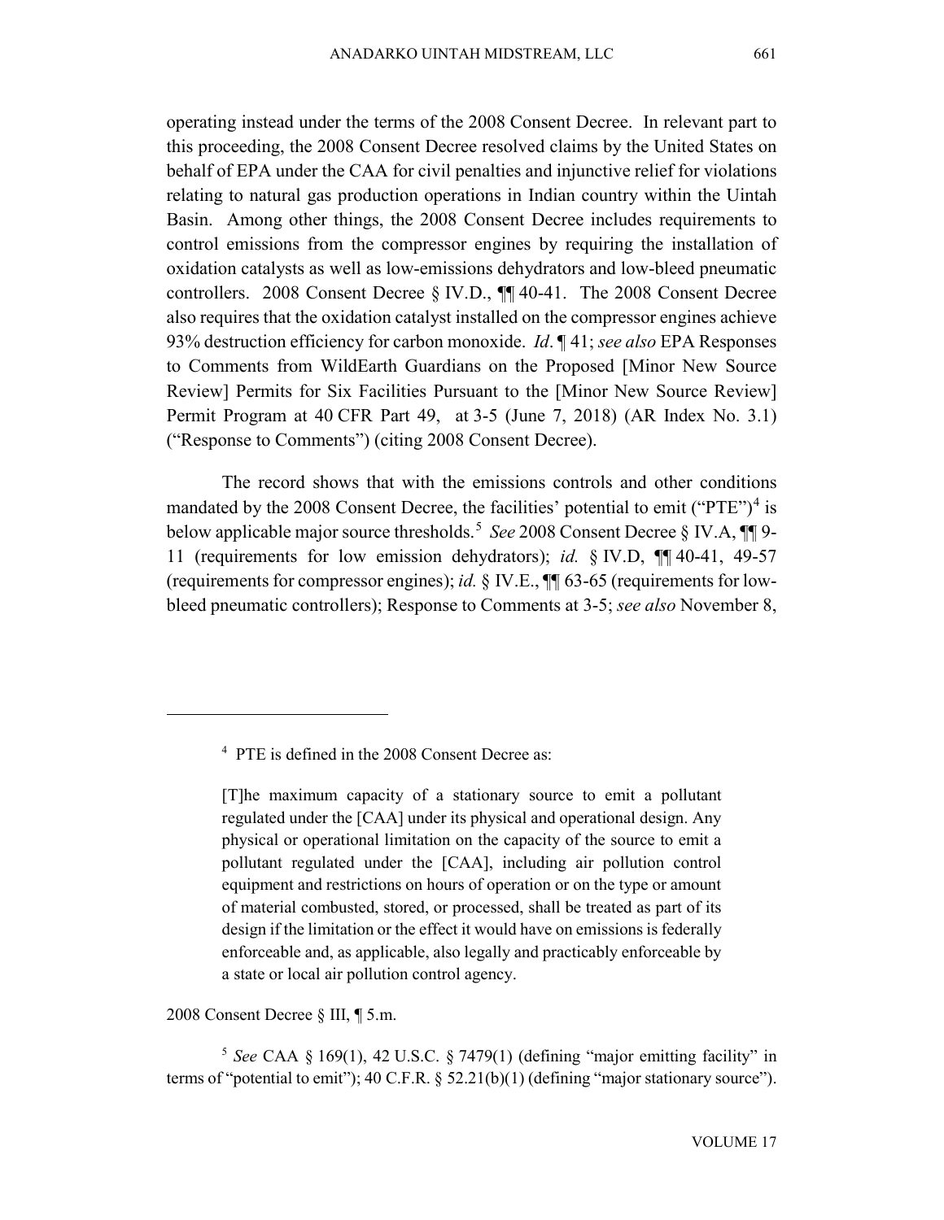operating instead under the terms of the 2008 Consent Decree. In relevant part to this proceeding, the 2008 Consent Decree resolved claims by the United States on behalf of EPA under the CAA for civil penalties and injunctive relief for violations relating to natural gas production operations in Indian country within the Uintah Basin. Among other things, the 2008 Consent Decree includes requirements to control emissions from the compressor engines by requiring the installation of oxidation catalysts as well as low-emissions dehydrators and low-bleed pneumatic controllers. 2008 Consent Decree § IV.D., ¶¶ 40-41. The 2008 Consent Decree also requires that the oxidation catalyst installed on the compressor engines achieve 93% destruction efficiency for carbon monoxide. *Id*. ¶ 41; *see also* EPA Responses to Comments from WildEarth Guardians on the Proposed [Minor New Source Review] Permits for Six Facilities Pursuant to the [Minor New Source Review] Permit Program at 40 CFR Part 49, at 3-5 (June 7, 2018) (AR Index No. 3.1) ("Response to Comments") (citing 2008 Consent Decree).

The record shows that with the emissions controls and other conditions mandated by the 2008 Consent Decree, the facilities' potential to emit ("PTE")[4] is below applicable major source thresholds.[5] *See* 2008 Consent Decree § IV.A, ¶¶ 9-11 (requirements for low emission dehydrators); *id.* § IV.D, ¶¶ 40-41, 49-57 (requirements for compressor engines); *id.* § IV.E., ¶¶ 63-65 (requirements for low-bleed pneumatic controllers); Response to Comments at 3-5; *see also* November 8,

---

[4] PTE is defined in the 2008 Consent Decree as:

> [T]he maximum capacity of a stationary source to emit a pollutant regulated under the [CAA] under its physical and operational design. Any physical or operational limitation on the capacity of the source to emit a pollutant regulated under the [CAA], including air pollution control equipment and restrictions on hours of operation or on the type or amount of material combusted, stored, or processed, shall be treated as part of its design if the limitation or the effect it would have on emissions is federally enforceable and, as applicable, also legally and practicably enforceable by a state or local air pollution control agency.

2008 Consent Decree § III, ¶ 5.m.

[5] *See* CAA § 169(1), 42 U.S.C. § 7479(1) (defining "major emitting facility" in terms of "potential to emit"); 40 C.F.R. § 52.21(b)(1) (defining "major stationary source").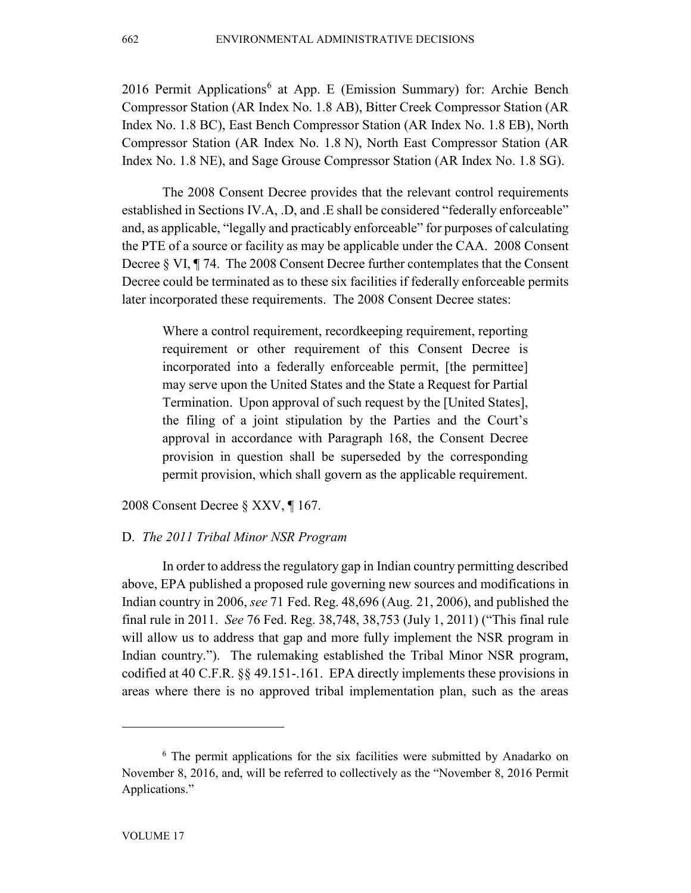2016 Permit Applications[6] at App. E (Emission Summary) for: Archie Bench Compressor Station (AR Index No. 1.8 AB), Bitter Creek Compressor Station (AR Index No. 1.8 BC), East Bench Compressor Station (AR Index No. 1.8 EB), North Compressor Station (AR Index No. 1.8 N), North East Compressor Station (AR Index No. 1.8 NE), and Sage Grouse Compressor Station (AR Index No. 1.8 SG).

The 2008 Consent Decree provides that the relevant control requirements established in Sections IV.A, .D, and .E shall be considered "federally enforceable" and, as applicable, "legally and practicably enforceable" for purposes of calculating the PTE of a source or facility as may be applicable under the CAA. 2008 Consent Decree § VI, ¶ 74. The 2008 Consent Decree further contemplates that the Consent Decree could be terminated as to these six facilities if federally enforceable permits later incorporated these requirements. The 2008 Consent Decree states:

> Where a control requirement, recordkeeping requirement, reporting requirement or other requirement of this Consent Decree is incorporated into a federally enforceable permit, [the permittee] may serve upon the United States and the State a Request for Partial Termination. Upon approval of such request by the [United States], the filing of a joint stipulation by the Parties and the Court's approval in accordance with Paragraph 168, the Consent Decree provision in question shall be superseded by the corresponding permit provision, which shall govern as the applicable requirement.

2008 Consent Decree § XXV, ¶ 167.

### D. *The 2011 Tribal Minor NSR Program*

In order to address the regulatory gap in Indian country permitting described above, EPA published a proposed rule governing new sources and modifications in Indian country in 2006, *see* 71 Fed. Reg. 48,696 (Aug. 21, 2006), and published the final rule in 2011. *See* 76 Fed. Reg. 38,748, 38,753 (July 1, 2011) ("This final rule will allow us to address that gap and more fully implement the NSR program in Indian country."). The rulemaking established the Tribal Minor NSR program, codified at 40 C.F.R. §§ 49.151-.161. EPA directly implements these provisions in areas where there is no approved tribal implementation plan, such as the areas

---

[6] The permit applications for the six facilities were submitted by Anadarko on November 8, 2016, and, will be referred to collectively as the "November 8, 2016 Permit Applications."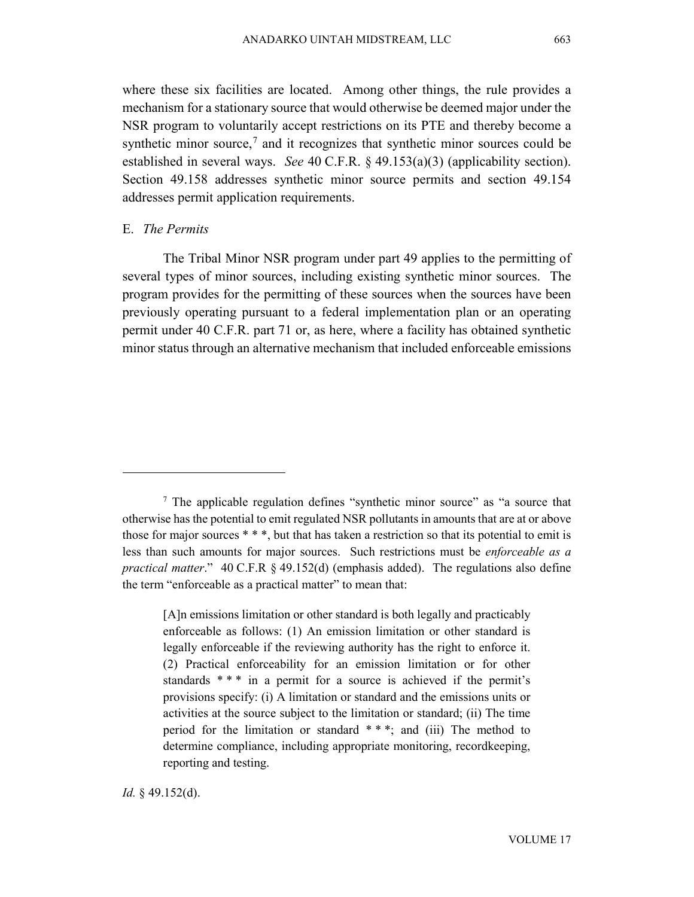where these six facilities are located. Among other things, the rule provides a mechanism for a stationary source that would otherwise be deemed major under the NSR program to voluntarily accept restrictions on its PTE and thereby become a synthetic minor source,[7] and it recognizes that synthetic minor sources could be established in several ways. *See* 40 C.F.R. § 49.153(a)(3) (applicability section). Section 49.158 addresses synthetic minor source permits and section 49.154 addresses permit application requirements.

E. *The Permits*

The Tribal Minor NSR program under part 49 applies to the permitting of several types of minor sources, including existing synthetic minor sources. The program provides for the permitting of these sources when the sources have been previously operating pursuant to a federal implementation plan or an operating permit under 40 C.F.R. part 71 or, as here, where a facility has obtained synthetic minor status through an alternative mechanism that included enforceable emissions

---

[7] The applicable regulation defines "synthetic minor source" as "a source that otherwise has the potential to emit regulated NSR pollutants in amounts that are at or above those for major sources * * *, but that has taken a restriction so that its potential to emit is less than such amounts for major sources. Such restrictions must be *enforceable as a practical matter*." 40 C.F.R § 49.152(d) (emphasis added). The regulations also define the term "enforceable as a practical matter" to mean that:

> [A]n emissions limitation or other standard is both legally and practicably enforceable as follows: (1) An emission limitation or other standard is legally enforceable if the reviewing authority has the right to enforce it. (2) Practical enforceability for an emission limitation or for other standards * * * in a permit for a source is achieved if the permit's provisions specify: (i) A limitation or standard and the emissions units or activities at the source subject to the limitation or standard; (ii) The time period for the limitation or standard * * *; and (iii) The method to determine compliance, including appropriate monitoring, recordkeeping, reporting and testing.

*Id.* § 49.152(d).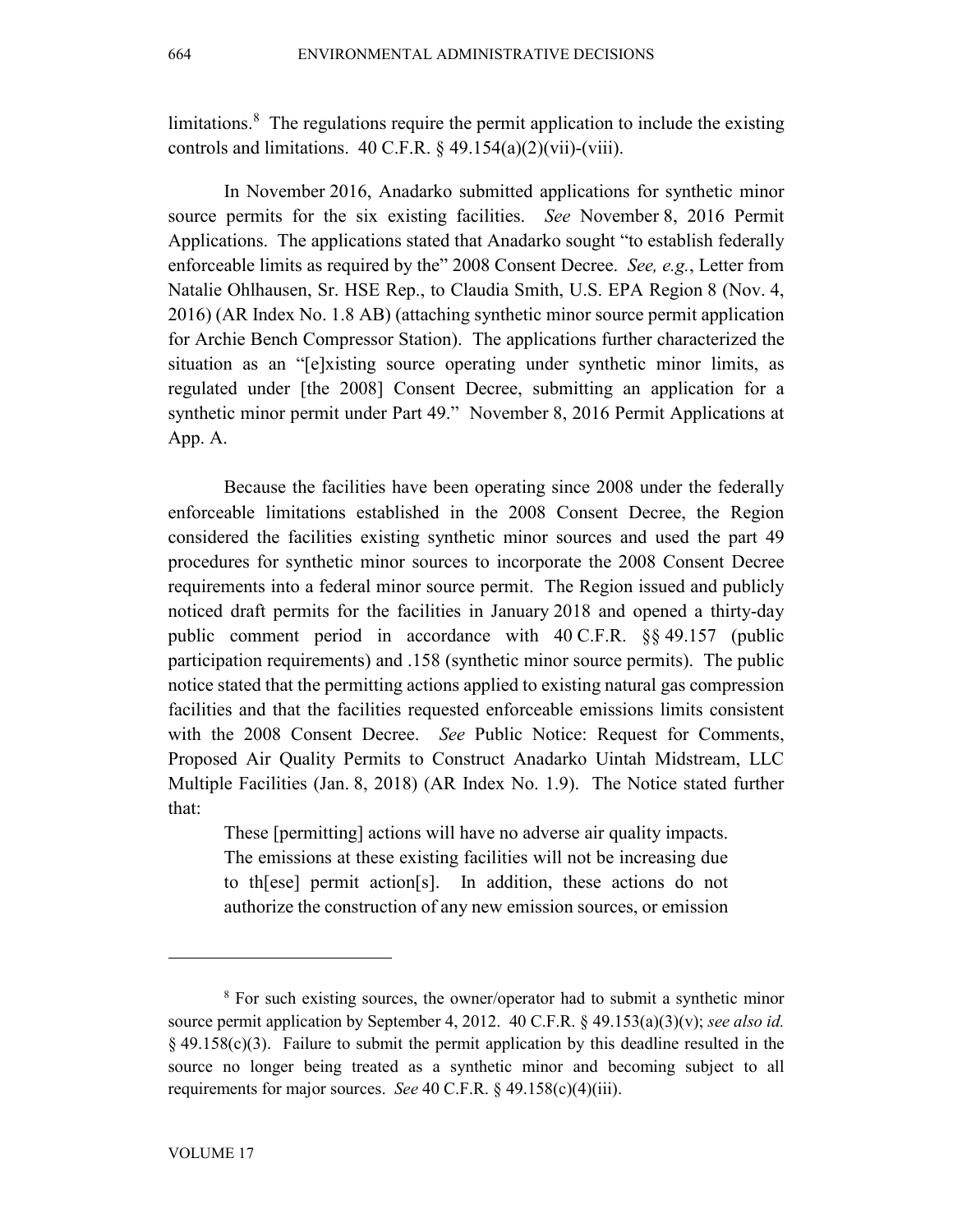limitations.[8] The regulations require the permit application to include the existing controls and limitations. 40 C.F.R. § 49.154(a)(2)(vii)-(viii).

In November 2016, Anadarko submitted applications for synthetic minor source permits for the six existing facilities. *See* November 8, 2016 Permit Applications. The applications stated that Anadarko sought "to establish federally enforceable limits as required by the" 2008 Consent Decree. *See, e.g.*, Letter from Natalie Ohlhausen, Sr. HSE Rep., to Claudia Smith, U.S. EPA Region 8 (Nov. 4, 2016) (AR Index No. 1.8 AB) (attaching synthetic minor source permit application for Archie Bench Compressor Station). The applications further characterized the situation as an "[e]xisting source operating under synthetic minor limits, as regulated under [the 2008] Consent Decree, submitting an application for a synthetic minor permit under Part 49." November 8, 2016 Permit Applications at App. A.

Because the facilities have been operating since 2008 under the federally enforceable limitations established in the 2008 Consent Decree, the Region considered the facilities existing synthetic minor sources and used the part 49 procedures for synthetic minor sources to incorporate the 2008 Consent Decree requirements into a federal minor source permit. The Region issued and publicly noticed draft permits for the facilities in January 2018 and opened a thirty-day public comment period in accordance with 40 C.F.R. §§ 49.157 (public participation requirements) and .158 (synthetic minor source permits). The public notice stated that the permitting actions applied to existing natural gas compression facilities and that the facilities requested enforceable emissions limits consistent with the 2008 Consent Decree. *See* Public Notice: Request for Comments, Proposed Air Quality Permits to Construct Anadarko Uintah Midstream, LLC Multiple Facilities (Jan. 8, 2018) (AR Index No. 1.9). The Notice stated further that:

> These [permitting] actions will have no adverse air quality impacts. The emissions at these existing facilities will not be increasing due to th[ese] permit action[s]. In addition, these actions do not authorize the construction of any new emission sources, or emission

---

[8] For such existing sources, the owner/operator had to submit a synthetic minor source permit application by September 4, 2012. 40 C.F.R. § 49.153(a)(3)(v); *see also id.* § 49.158(c)(3). Failure to submit the permit application by this deadline resulted in the source no longer being treated as a synthetic minor and becoming subject to all requirements for major sources. *See* 40 C.F.R. § 49.158(c)(4)(iii).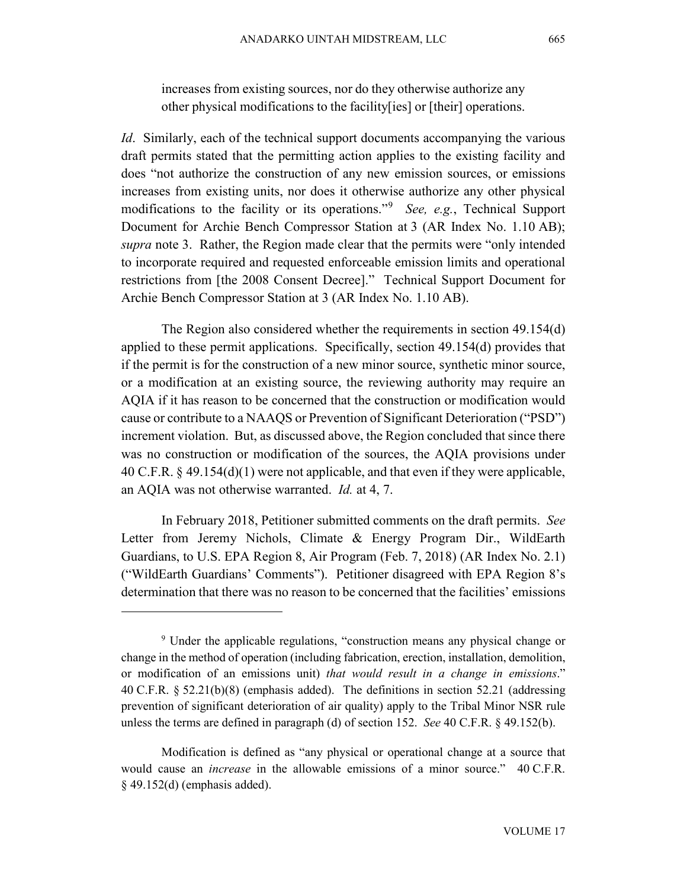increases from existing sources, nor do they otherwise authorize any other physical modifications to the facility[ies] or [their] operations.

*Id*. Similarly, each of the technical support documents accompanying the various draft permits stated that the permitting action applies to the existing facility and does "not authorize the construction of any new emission sources, or emissions increases from existing units, nor does it otherwise authorize any other physical modifications to the facility or its operations."[9] *See, e.g.*, Technical Support Document for Archie Bench Compressor Station at 3 (AR Index No. 1.10 AB); *supra* note 3. Rather, the Region made clear that the permits were "only intended to incorporate required and requested enforceable emission limits and operational restrictions from [the 2008 Consent Decree]." Technical Support Document for Archie Bench Compressor Station at 3 (AR Index No. 1.10 AB).

The Region also considered whether the requirements in section 49.154(d) applied to these permit applications. Specifically, section 49.154(d) provides that if the permit is for the construction of a new minor source, synthetic minor source, or a modification at an existing source, the reviewing authority may require an AQIA if it has reason to be concerned that the construction or modification would cause or contribute to a NAAQS or Prevention of Significant Deterioration ("PSD") increment violation. But, as discussed above, the Region concluded that since there was no construction or modification of the sources, the AQIA provisions under 40 C.F.R. § 49.154(d)(1) were not applicable, and that even if they were applicable, an AQIA was not otherwise warranted. *Id.* at 4, 7.

In February 2018, Petitioner submitted comments on the draft permits. *See* Letter from Jeremy Nichols, Climate & Energy Program Dir., WildEarth Guardians, to U.S. EPA Region 8, Air Program (Feb. 7, 2018) (AR Index No. 2.1) ("WildEarth Guardians' Comments"). Petitioner disagreed with EPA Region 8's determination that there was no reason to be concerned that the facilities' emissions

---

[9] Under the applicable regulations, "construction means any physical change or change in the method of operation (including fabrication, erection, installation, demolition, or modification of an emissions unit) *that would result in a change in emissions*." 40 C.F.R. § 52.21(b)(8) (emphasis added). The definitions in section 52.21 (addressing prevention of significant deterioration of air quality) apply to the Tribal Minor NSR rule unless the terms are defined in paragraph (d) of section 152. *See* 40 C.F.R. § 49.152(b).

Modification is defined as "any physical or operational change at a source that would cause an *increase* in the allowable emissions of a minor source." 40 C.F.R. § 49.152(d) (emphasis added).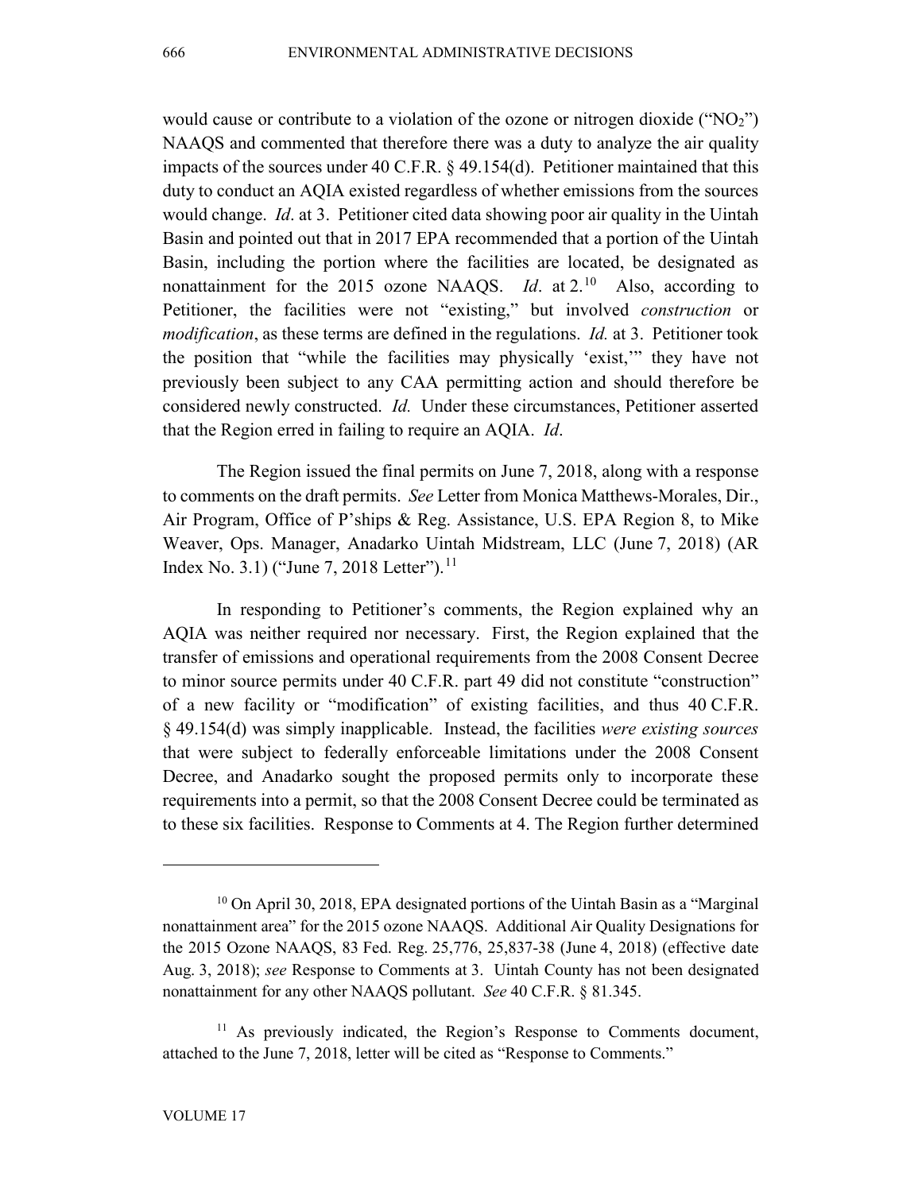would cause or contribute to a violation of the ozone or nitrogen dioxide ("$NO_2$") NAAQS and commented that therefore there was a duty to analyze the air quality impacts of the sources under 40 C.F.R. § 49.154(d). Petitioner maintained that this duty to conduct an AQIA existed regardless of whether emissions from the sources would change. *Id*. at 3. Petitioner cited data showing poor air quality in the Uintah Basin and pointed out that in 2017 EPA recommended that a portion of the Uintah Basin, including the portion where the facilities are located, be designated as nonattainment for the 2015 ozone NAAQS. *Id*. at 2.[10] Also, according to Petitioner, the facilities were not "existing," but involved *construction* or *modification*, as these terms are defined in the regulations. *Id.* at 3. Petitioner took the position that "while the facilities may physically 'exist,'" they have not previously been subject to any CAA permitting action and should therefore be considered newly constructed. *Id.* Under these circumstances, Petitioner asserted that the Region erred in failing to require an AQIA. *Id*.

The Region issued the final permits on June 7, 2018, along with a response to comments on the draft permits. *See* Letter from Monica Matthews-Morales, Dir., Air Program, Office of P'ships & Reg. Assistance, U.S. EPA Region 8, to Mike Weaver, Ops. Manager, Anadarko Uintah Midstream, LLC (June 7, 2018) (AR Index No. 3.1) ("June 7, 2018 Letter").[11]

In responding to Petitioner's comments, the Region explained why an AQIA was neither required nor necessary. First, the Region explained that the transfer of emissions and operational requirements from the 2008 Consent Decree to minor source permits under 40 C.F.R. part 49 did not constitute "construction" of a new facility or "modification" of existing facilities, and thus 40 C.F.R. § 49.154(d) was simply inapplicable. Instead, the facilities *were existing sources* that were subject to federally enforceable limitations under the 2008 Consent Decree, and Anadarko sought the proposed permits only to incorporate these requirements into a permit, so that the 2008 Consent Decree could be terminated as to these six facilities. Response to Comments at 4. The Region further determined

---

[10] On April 30, 2018, EPA designated portions of the Uintah Basin as a "Marginal nonattainment area" for the 2015 ozone NAAQS. Additional Air Quality Designations for the 2015 Ozone NAAQS, 83 Fed. Reg. 25,776, 25,837-38 (June 4, 2018) (effective date Aug. 3, 2018); *see* Response to Comments at 3. Uintah County has not been designated nonattainment for any other NAAQS pollutant. *See* 40 C.F.R. § 81.345.

[11] As previously indicated, the Region's Response to Comments document, attached to the June 7, 2018, letter will be cited as "Response to Comments."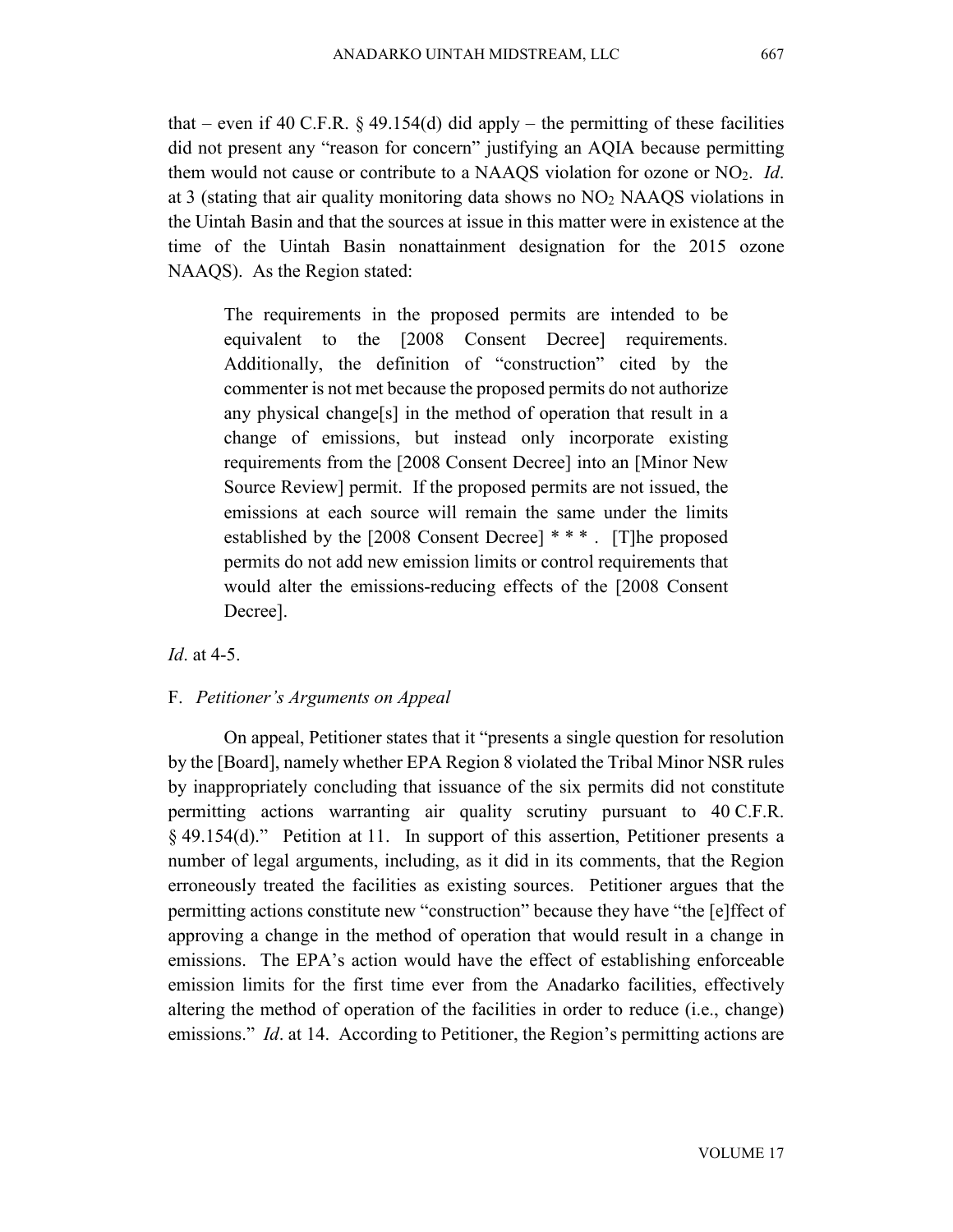that – even if 40 C.F.R. § 49.154(d) did apply – the permitting of these facilities did not present any "reason for concern" justifying an AQIA because permitting them would not cause or contribute to a NAAQS violation for ozone or $NO_2$. *Id*. at 3 (stating that air quality monitoring data shows no $NO_2$ NAAQS violations in the Uintah Basin and that the sources at issue in this matter were in existence at the time of the Uintah Basin nonattainment designation for the 2015 ozone NAAQS). As the Region stated:

> The requirements in the proposed permits are intended to be equivalent to the [2008 Consent Decree] requirements. Additionally, the definition of "construction" cited by the commenter is not met because the proposed permits do not authorize any physical change[s] in the method of operation that result in a change of emissions, but instead only incorporate existing requirements from the [2008 Consent Decree] into an [Minor New Source Review] permit. If the proposed permits are not issued, the emissions at each source will remain the same under the limits established by the [2008 Consent Decree] * * * . [T]he proposed permits do not add new emission limits or control requirements that would alter the emissions-reducing effects of the [2008 Consent Decree].

*Id*. at 4-5.

### F. *Petitioner's Arguments on Appeal*

On appeal, Petitioner states that it "presents a single question for resolution by the [Board], namely whether EPA Region 8 violated the Tribal Minor NSR rules by inappropriately concluding that issuance of the six permits did not constitute permitting actions warranting air quality scrutiny pursuant to 40 C.F.R. § 49.154(d)." Petition at 11. In support of this assertion, Petitioner presents a number of legal arguments, including, as it did in its comments, that the Region erroneously treated the facilities as existing sources. Petitioner argues that the permitting actions constitute new "construction" because they have "the [e]ffect of approving a change in the method of operation that would result in a change in emissions. The EPA's action would have the effect of establishing enforceable emission limits for the first time ever from the Anadarko facilities, effectively altering the method of operation of the facilities in order to reduce (i.e., change) emissions." *Id*. at 14. According to Petitioner, the Region's permitting actions are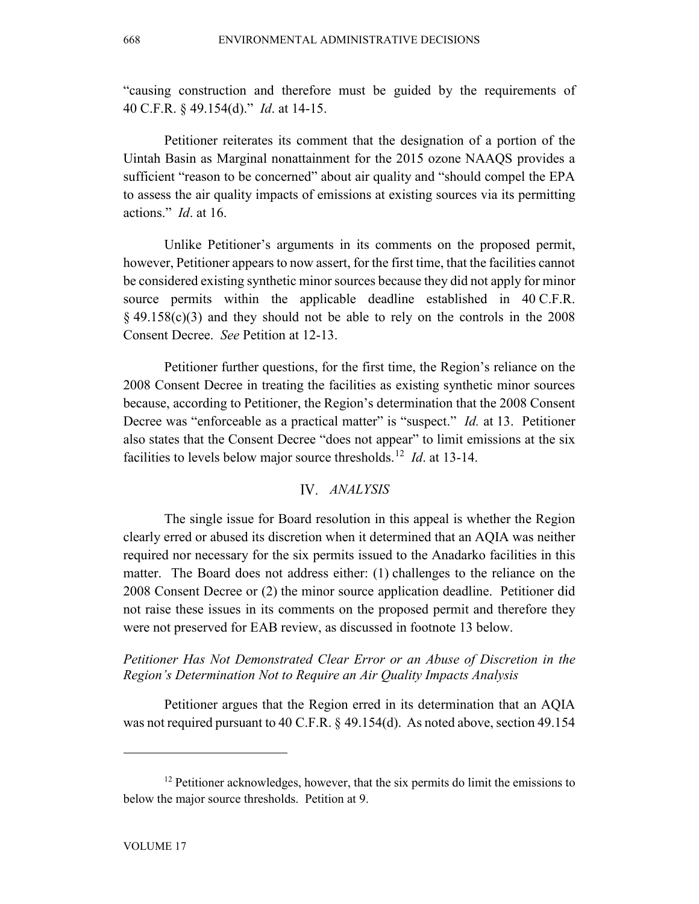"causing construction and therefore must be guided by the requirements of 40 C.F.R. § 49.154(d)." *Id*. at 14-15.

Petitioner reiterates its comment that the designation of a portion of the Uintah Basin as Marginal nonattainment for the 2015 ozone NAAQS provides a sufficient "reason to be concerned" about air quality and "should compel the EPA to assess the air quality impacts of emissions at existing sources via its permitting actions." *Id*. at 16.

Unlike Petitioner's arguments in its comments on the proposed permit, however, Petitioner appears to now assert, for the first time, that the facilities cannot be considered existing synthetic minor sources because they did not apply for minor source permits within the applicable deadline established in 40 C.F.R. § 49.158(c)(3) and they should not be able to rely on the controls in the 2008 Consent Decree. *See* Petition at 12-13.

Petitioner further questions, for the first time, the Region's reliance on the 2008 Consent Decree in treating the facilities as existing synthetic minor sources because, according to Petitioner, the Region's determination that the 2008 Consent Decree was "enforceable as a practical matter" is "suspect." *Id.* at 13. Petitioner also states that the Consent Decree "does not appear" to limit emissions at the six facilities to levels below major source thresholds.[12] *Id*. at 13-14.

## IV. *ANALYSIS*

The single issue for Board resolution in this appeal is whether the Region clearly erred or abused its discretion when it determined that an AQIA was neither required nor necessary for the six permits issued to the Anadarko facilities in this matter. The Board does not address either: (1) challenges to the reliance on the 2008 Consent Decree or (2) the minor source application deadline. Petitioner did not raise these issues in its comments on the proposed permit and therefore they were not preserved for EAB review, as discussed in footnote 13 below.

### *Petitioner Has Not Demonstrated Clear Error or an Abuse of Discretion in the Region's Determination Not to Require an Air Quality Impacts Analysis*

Petitioner argues that the Region erred in its determination that an AQIA was not required pursuant to 40 C.F.R. § 49.154(d). As noted above, section 49.154

---

[12] Petitioner acknowledges, however, that the six permits do limit the emissions to below the major source thresholds. Petition at 9.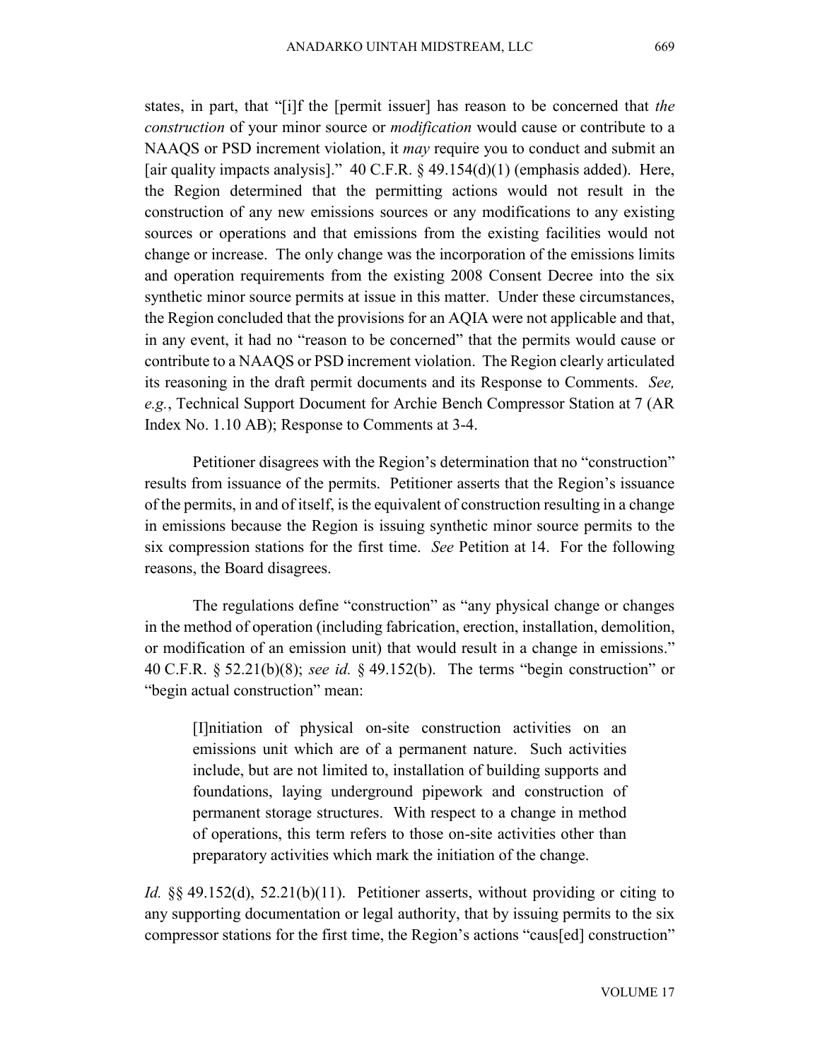states, in part, that "[i]f the [permit issuer] has reason to be concerned that *the construction* of your minor source or *modification* would cause or contribute to a NAAQS or PSD increment violation, it *may* require you to conduct and submit an [air quality impacts analysis]." 40 C.F.R. § 49.154(d)(1) (emphasis added). Here, the Region determined that the permitting actions would not result in the construction of any new emissions sources or any modifications to any existing sources or operations and that emissions from the existing facilities would not change or increase. The only change was the incorporation of the emissions limits and operation requirements from the existing 2008 Consent Decree into the six synthetic minor source permits at issue in this matter. Under these circumstances, the Region concluded that the provisions for an AQIA were not applicable and that, in any event, it had no "reason to be concerned" that the permits would cause or contribute to a NAAQS or PSD increment violation. The Region clearly articulated its reasoning in the draft permit documents and its Response to Comments. *See, e.g.*, Technical Support Document for Archie Bench Compressor Station at 7 (AR Index No. 1.10 AB); Response to Comments at 3-4.

Petitioner disagrees with the Region's determination that no "construction" results from issuance of the permits. Petitioner asserts that the Region's issuance of the permits, in and of itself, is the equivalent of construction resulting in a change in emissions because the Region is issuing synthetic minor source permits to the six compression stations for the first time. *See* Petition at 14. For the following reasons, the Board disagrees.

The regulations define "construction" as "any physical change or changes in the method of operation (including fabrication, erection, installation, demolition, or modification of an emission unit) that would result in a change in emissions." 40 C.F.R. § 52.21(b)(8); *see id.* § 49.152(b). The terms "begin construction" or "begin actual construction" mean:

> [I]nitiation of physical on-site construction activities on an emissions unit which are of a permanent nature. Such activities include, but are not limited to, installation of building supports and foundations, laying underground pipework and construction of permanent storage structures. With respect to a change in method of operations, this term refers to those on-site activities other than preparatory activities which mark the initiation of the change.

*Id.* §§ 49.152(d), 52.21(b)(11). Petitioner asserts, without providing or citing to any supporting documentation or legal authority, that by issuing permits to the six compressor stations for the first time, the Region's actions "caus[ed] construction"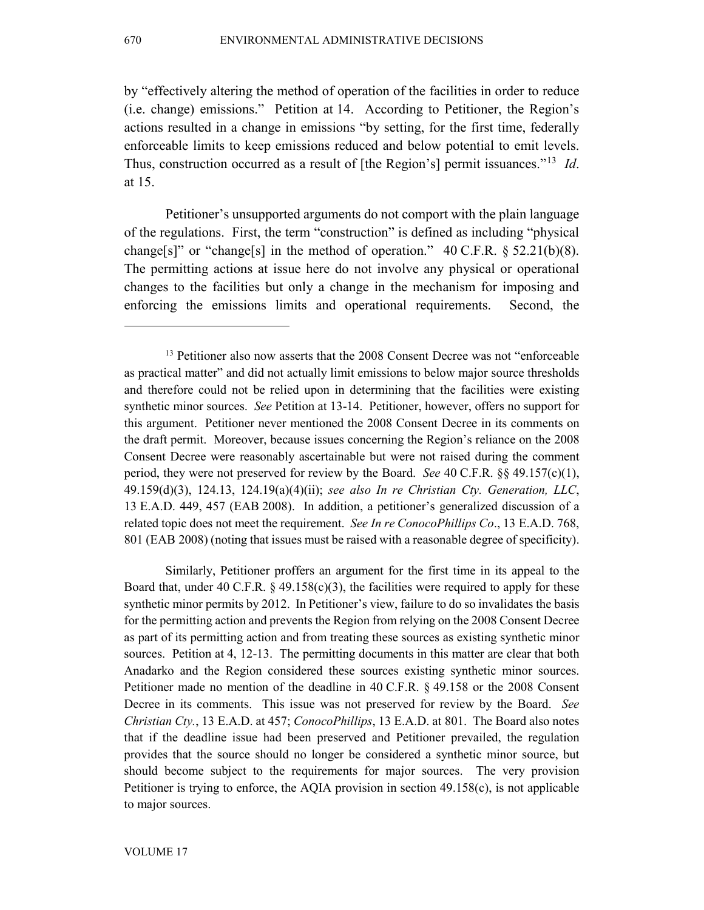by "effectively altering the method of operation of the facilities in order to reduce (i.e. change) emissions." Petition at 14. According to Petitioner, the Region's actions resulted in a change in emissions "by setting, for the first time, federally enforceable limits to keep emissions reduced and below potential to emit levels. Thus, construction occurred as a result of [the Region's] permit issuances."[13] *Id*. at 15.

Petitioner's unsupported arguments do not comport with the plain language of the regulations. First, the term "construction" is defined as including "physical change[s]" or "change[s] in the method of operation." 40 C.F.R. § 52.21(b)(8). The permitting actions at issue here do not involve any physical or operational changes to the facilities but only a change in the mechanism for imposing and enforcing the emissions limits and operational requirements. Second, the

---

[13] Petitioner also now asserts that the 2008 Consent Decree was not "enforceable as practical matter" and did not actually limit emissions to below major source thresholds and therefore could not be relied upon in determining that the facilities were existing synthetic minor sources. *See* Petition at 13-14. Petitioner, however, offers no support for this argument. Petitioner never mentioned the 2008 Consent Decree in its comments on the draft permit. Moreover, because issues concerning the Region's reliance on the 2008 Consent Decree were reasonably ascertainable but were not raised during the comment period, they were not preserved for review by the Board. *See* 40 C.F.R. §§ 49.157(c)(1), 49.159(d)(3), 124.13, 124.19(a)(4)(ii); *see also In re Christian Cty. Generation, LLC*, 13 E.A.D. 449, 457 (EAB 2008). In addition, a petitioner's generalized discussion of a related topic does not meet the requirement. *See In re ConocoPhillips Co*., 13 E.A.D. 768, 801 (EAB 2008) (noting that issues must be raised with a reasonable degree of specificity).

Similarly, Petitioner proffers an argument for the first time in its appeal to the Board that, under 40 C.F.R. § 49.158(c)(3), the facilities were required to apply for these synthetic minor permits by 2012. In Petitioner's view, failure to do so invalidates the basis for the permitting action and prevents the Region from relying on the 2008 Consent Decree as part of its permitting action and from treating these sources as existing synthetic minor sources. Petition at 4, 12-13. The permitting documents in this matter are clear that both Anadarko and the Region considered these sources existing synthetic minor sources. Petitioner made no mention of the deadline in 40 C.F.R. § 49.158 or the 2008 Consent Decree in its comments. This issue was not preserved for review by the Board. *See Christian Cty.*, 13 E.A.D. at 457; *ConocoPhillips*, 13 E.A.D. at 801. The Board also notes that if the deadline issue had been preserved and Petitioner prevailed, the regulation provides that the source should no longer be considered a synthetic minor source, but should become subject to the requirements for major sources. The very provision Petitioner is trying to enforce, the AQIA provision in section 49.158(c), is not applicable to major sources.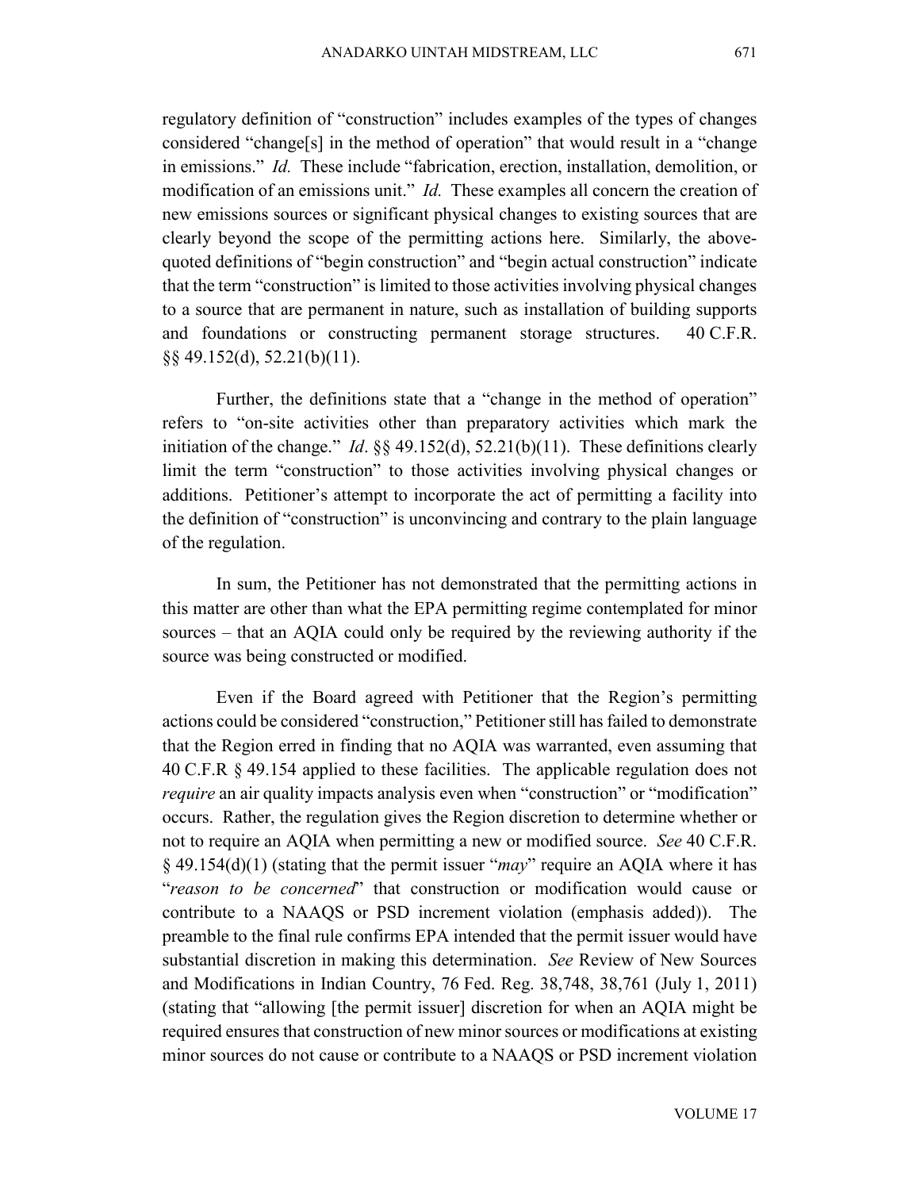regulatory definition of "construction" includes examples of the types of changes considered "change[s] in the method of operation" that would result in a "change in emissions." *Id.* These include "fabrication, erection, installation, demolition, or modification of an emissions unit." *Id.* These examples all concern the creation of new emissions sources or significant physical changes to existing sources that are clearly beyond the scope of the permitting actions here. Similarly, the above-quoted definitions of "begin construction" and "begin actual construction" indicate that the term "construction" is limited to those activities involving physical changes to a source that are permanent in nature, such as installation of building supports and foundations or constructing permanent storage structures. 40 C.F.R. §§ 49.152(d), 52.21(b)(11).

Further, the definitions state that a "change in the method of operation" refers to "on-site activities other than preparatory activities which mark the initiation of the change." *Id*. §§ 49.152(d), 52.21(b)(11). These definitions clearly limit the term "construction" to those activities involving physical changes or additions. Petitioner's attempt to incorporate the act of permitting a facility into the definition of "construction" is unconvincing and contrary to the plain language of the regulation.

In sum, the Petitioner has not demonstrated that the permitting actions in this matter are other than what the EPA permitting regime contemplated for minor sources – that an AQIA could only be required by the reviewing authority if the source was being constructed or modified.

Even if the Board agreed with Petitioner that the Region's permitting actions could be considered "construction," Petitioner still has failed to demonstrate that the Region erred in finding that no AQIA was warranted, even assuming that 40 C.F.R § 49.154 applied to these facilities. The applicable regulation does not *require* an air quality impacts analysis even when "construction" or "modification" occurs. Rather, the regulation gives the Region discretion to determine whether or not to require an AQIA when permitting a new or modified source. *See* 40 C.F.R. § 49.154(d)(1) (stating that the permit issuer "*may*" require an AQIA where it has "*reason to be concerned*" that construction or modification would cause or contribute to a NAAQS or PSD increment violation (emphasis added)). The preamble to the final rule confirms EPA intended that the permit issuer would have substantial discretion in making this determination. *See* Review of New Sources and Modifications in Indian Country, 76 Fed. Reg. 38,748, 38,761 (July 1, 2011) (stating that "allowing [the permit issuer] discretion for when an AQIA might be required ensures that construction of new minor sources or modifications at existing minor sources do not cause or contribute to a NAAQS or PSD increment violation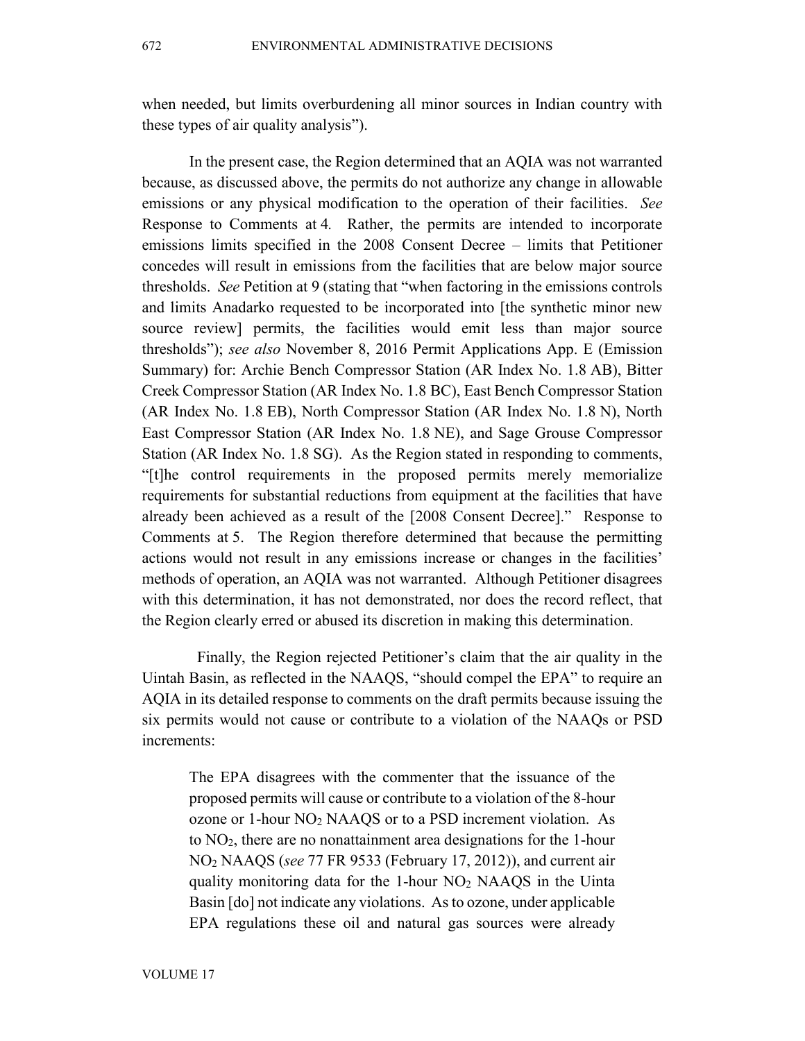when needed, but limits overburdening all minor sources in Indian country with these types of air quality analysis").

In the present case, the Region determined that an AQIA was not warranted because, as discussed above, the permits do not authorize any change in allowable emissions or any physical modification to the operation of their facilities. *See* Response to Comments at 4. Rather, the permits are intended to incorporate emissions limits specified in the 2008 Consent Decree – limits that Petitioner concedes will result in emissions from the facilities that are below major source thresholds. *See* Petition at 9 (stating that "when factoring in the emissions controls and limits Anadarko requested to be incorporated into [the synthetic minor new source review] permits, the facilities would emit less than major source thresholds"); *see also* November 8, 2016 Permit Applications App. E (Emission Summary) for: Archie Bench Compressor Station (AR Index No. 1.8 AB), Bitter Creek Compressor Station (AR Index No. 1.8 BC), East Bench Compressor Station (AR Index No. 1.8 EB), North Compressor Station (AR Index No. 1.8 N), North East Compressor Station (AR Index No. 1.8 NE), and Sage Grouse Compressor Station (AR Index No. 1.8 SG). As the Region stated in responding to comments, "[t]he control requirements in the proposed permits merely memorialize requirements for substantial reductions from equipment at the facilities that have already been achieved as a result of the [2008 Consent Decree]." Response to Comments at 5. The Region therefore determined that because the permitting actions would not result in any emissions increase or changes in the facilities' methods of operation, an AQIA was not warranted. Although Petitioner disagrees with this determination, it has not demonstrated, nor does the record reflect, that the Region clearly erred or abused its discretion in making this determination.

Finally, the Region rejected Petitioner's claim that the air quality in the Uintah Basin, as reflected in the NAAQS, "should compel the EPA" to require an AQIA in its detailed response to comments on the draft permits because issuing the six permits would not cause or contribute to a violation of the NAAQs or PSD increments:

> The EPA disagrees with the commenter that the issuance of the proposed permits will cause or contribute to a violation of the 8-hour ozone or 1-hour $NO_2$ NAAQS or to a PSD increment violation. As to $NO_2$, there are no nonattainment area designations for the 1-hour $NO_2$ NAAQS (*see* 77 FR 9533 (February 17, 2012)), and current air quality monitoring data for the 1-hour $NO_2$ NAAQS in the Uinta Basin [do] not indicate any violations. As to ozone, under applicable EPA regulations these oil and natural gas sources were already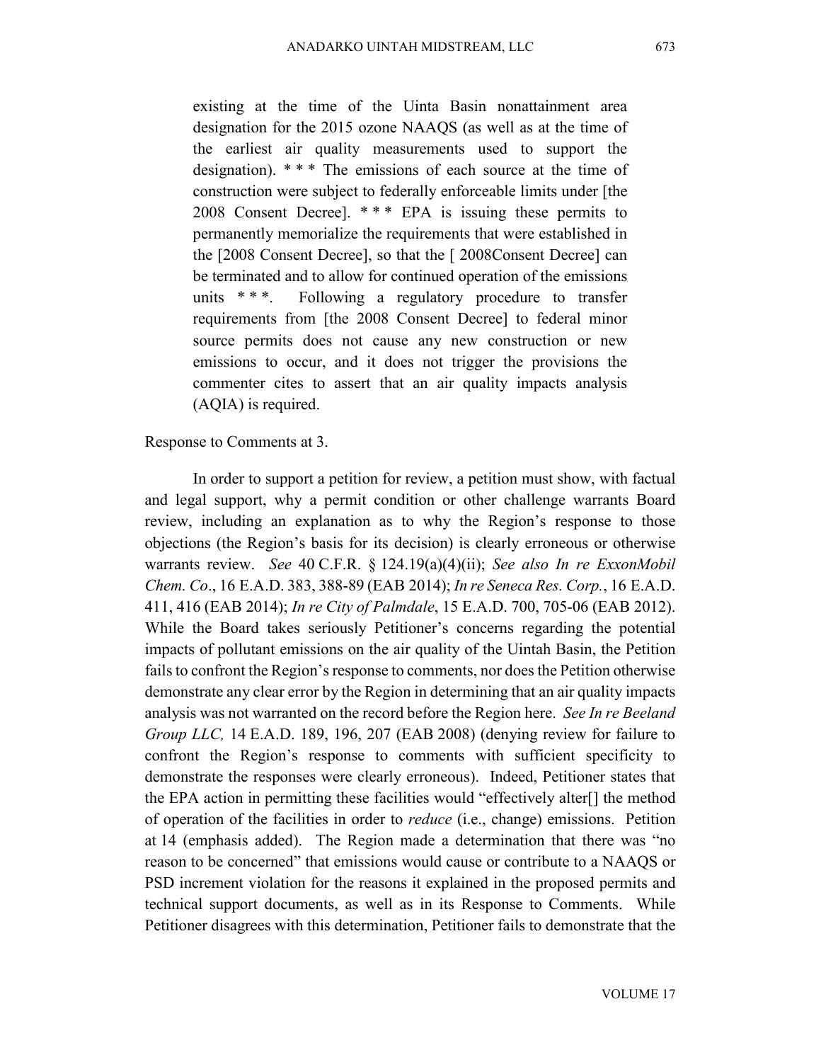> existing at the time of the Uinta Basin nonattainment area designation for the 2015 ozone NAAQS (as well as at the time of the earliest air quality measurements used to support the designation). * * * The emissions of each source at the time of construction were subject to federally enforceable limits under [the 2008 Consent Decree]. * * * EPA is issuing these permits to permanently memorialize the requirements that were established in the [2008 Consent Decree], so that the [ 2008Consent Decree] can be terminated and to allow for continued operation of the emissions units * * *. Following a regulatory procedure to transfer requirements from [the 2008 Consent Decree] to federal minor source permits does not cause any new construction or new emissions to occur, and it does not trigger the provisions the commenter cites to assert that an air quality impacts analysis (AQIA) is required.

Response to Comments at 3.

In order to support a petition for review, a petition must show, with factual and legal support, why a permit condition or other challenge warrants Board review, including an explanation as to why the Region's response to those objections (the Region's basis for its decision) is clearly erroneous or otherwise warrants review. *See* 40 C.F.R. § 124.19(a)(4)(ii); *See also In re ExxonMobil Chem. Co*., 16 E.A.D. 383, 388-89 (EAB 2014); *In re Seneca Res. Corp.*, 16 E.A.D. 411, 416 (EAB 2014); *In re City of Palmdale*, 15 E.A.D. 700, 705-06 (EAB 2012). While the Board takes seriously Petitioner's concerns regarding the potential impacts of pollutant emissions on the air quality of the Uintah Basin, the Petition fails to confront the Region's response to comments, nor does the Petition otherwise demonstrate any clear error by the Region in determining that an air quality impacts analysis was not warranted on the record before the Region here. *See In re Beeland Group LLC,* 14 E.A.D. 189, 196, 207 (EAB 2008) (denying review for failure to confront the Region's response to comments with sufficient specificity to demonstrate the responses were clearly erroneous). Indeed, Petitioner states that the EPA action in permitting these facilities would "effectively alter[] the method of operation of the facilities in order to *reduce* (i.e., change) emissions. Petition at 14 (emphasis added). The Region made a determination that there was "no reason to be concerned" that emissions would cause or contribute to a NAAQS or PSD increment violation for the reasons it explained in the proposed permits and technical support documents, as well as in its Response to Comments. While Petitioner disagrees with this determination, Petitioner fails to demonstrate that the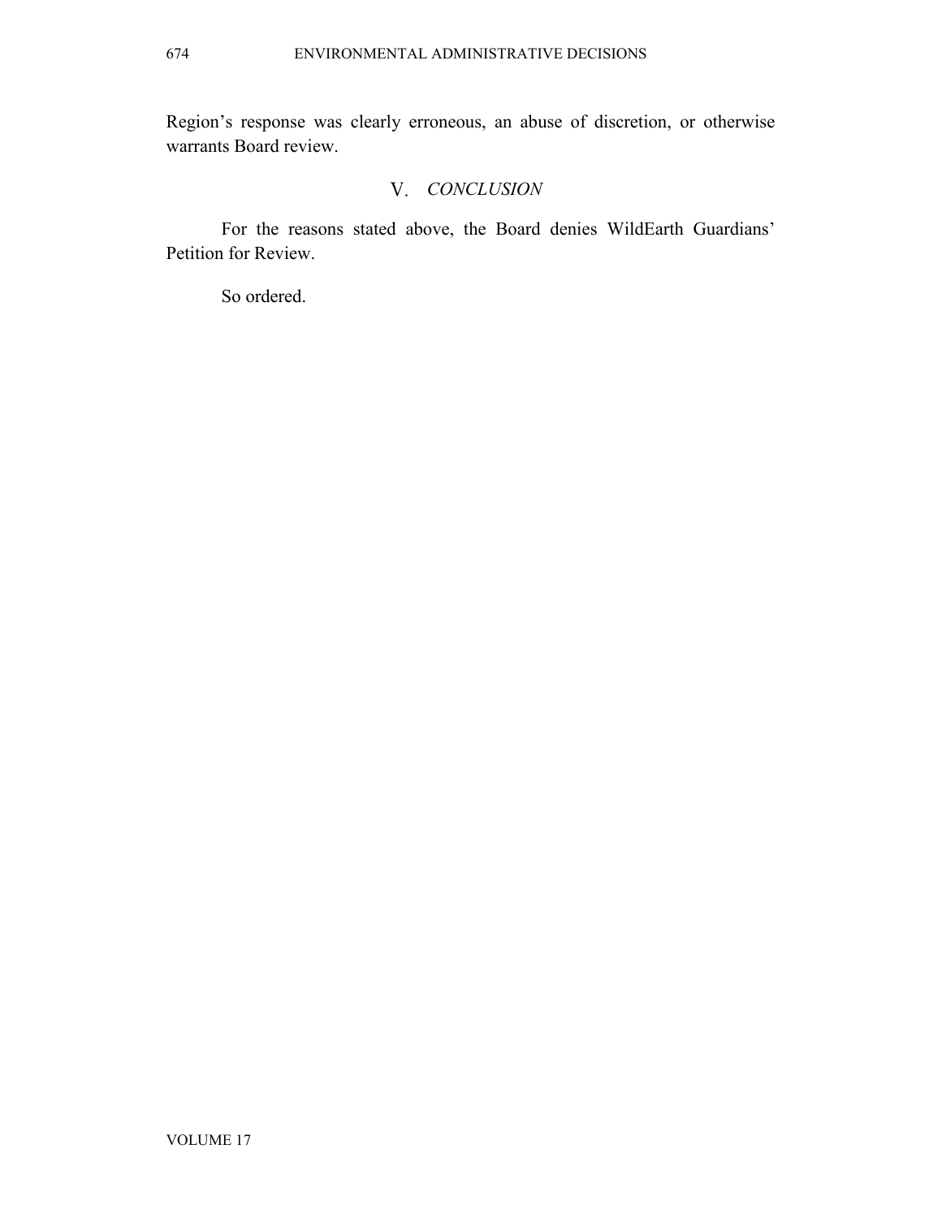Region's response was clearly erroneous, an abuse of discretion, or otherwise warrants Board review.

## V. *CONCLUSION*

For the reasons stated above, the Board denies WildEarth Guardians' Petition for Review.

So ordered.